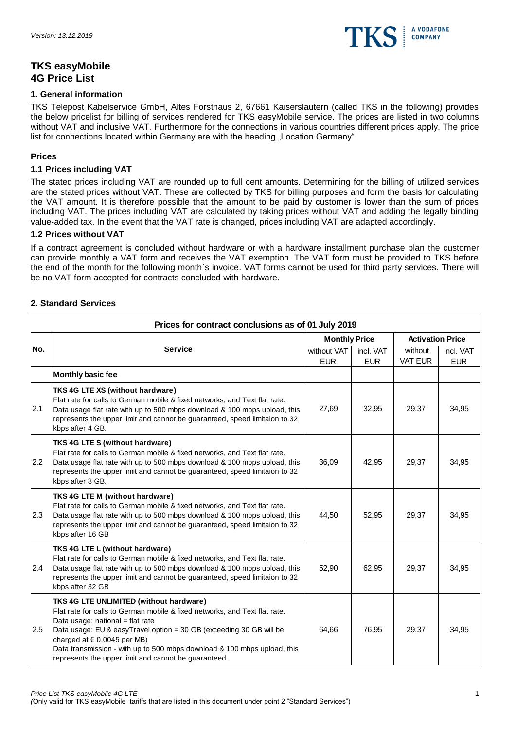*Version: 13.12.2019*

# TKS easyMobile
# 4G Price List

## 1. General information

TKS Telepost Kabelservice GmbH, Altes Forsthaus 2, 67661 Kaiserslautern (called TKS in the following) provides the below pricelist for billing of services rendered for TKS easyMobile service. The prices are listed in two columns without VAT and inclusive VAT. Furthermore for the connections in various countries different prices apply. The price list for connections located within Germany are with the heading „Location Germany".

### Prices

### 1.1 Prices including VAT

The stated prices including VAT are rounded up to full cent amounts. Determining for the billing of utilized services are the stated prices without VAT. These are collected by TKS for billing purposes and form the basis for calculating the VAT amount. It is therefore possible that the amount to be paid by customer is lower than the sum of prices including VAT. The prices including VAT are calculated by taking prices without VAT and adding the legally binding value-added tax. In the event that the VAT rate is changed, prices including VAT are adapted accordingly.

### 1.2 Prices without VAT

If a contract agreement is concluded without hardware or with a hardware installment purchase plan the customer can provide monthly a VAT form and receives the VAT exemption. The VAT form must be provided to TKS before the end of the month for the following month`s invoice. VAT forms cannot be used for third party services. There will be no VAT form accepted for contracts concluded with hardware.

## 2. Standard Services

| Prices for contract conclusions as of 01 July 2019 | | | | | |
|---|---|---|---|---|---|
| No. | Service | Monthly Price | | Activation Price | |
| | | without VAT EUR | incl. VAT EUR | without VAT EUR | incl. VAT EUR |
| | **Monthly basic fee** | | | | |
| 2.1 | **TKS 4G LTE XS (without hardware)**<br>Flat rate for calls to German mobile & fixed networks, and Text flat rate.<br>Data usage flat rate with up to 500 mbps download & 100 mbps upload, this represents the upper limit and cannot be guaranteed, speed limitaion to 32 kbps after 4 GB. | 27,69 | 32,95 | 29,37 | 34,95 |
| 2.2 | **TKS 4G LTE S (without hardware)**<br>Flat rate for calls to German mobile & fixed networks, and Text flat rate.<br>Data usage flat rate with up to 500 mbps download & 100 mbps upload, this represents the upper limit and cannot be guaranteed, speed limitaion to 32 kbps after 8 GB. | 36,09 | 42,95 | 29,37 | 34,95 |
| 2.3 | **TKS 4G LTE M (without hardware)**<br>Flat rate for calls to German mobile & fixed networks, and Text flat rate.<br>Data usage flat rate with up to 500 mbps download & 100 mbps upload, this represents the upper limit and cannot be guaranteed, speed limitaion to 32 kbps after 16 GB | 44,50 | 52,95 | 29,37 | 34,95 |
| 2.4 | **TKS 4G LTE L (without hardware)**<br>Flat rate for calls to German mobile & fixed networks, and Text flat rate.<br>Data usage flat rate with up to 500 mbps download & 100 mbps upload, this represents the upper limit and cannot be guaranteed, speed limitaion to 32 kbps after 32 GB | 52,90 | 62,95 | 29,37 | 34,95 |
| 2.5 | **TKS 4G LTE UNLIMITED (without hardware)**<br>Flat rate for calls to German mobile & fixed networks, and Text flat rate.<br>Data usage: national = flat rate<br>Data usage: EU & easyTravel option = 30 GB (exceeding 30 GB will be charged at € 0,0045 per MB)<br>Data transmission - with up to 500 mbps download & 100 mbps upload, this represents the upper limit and cannot be guaranteed. | 64,66 | 76,95 | 29,37 | 34,95 |

*Price List TKS easyMobile 4G LTE*
*(Only valid for TKS easyMobile tariffs that are listed in this document under point 2 "Standard Services")*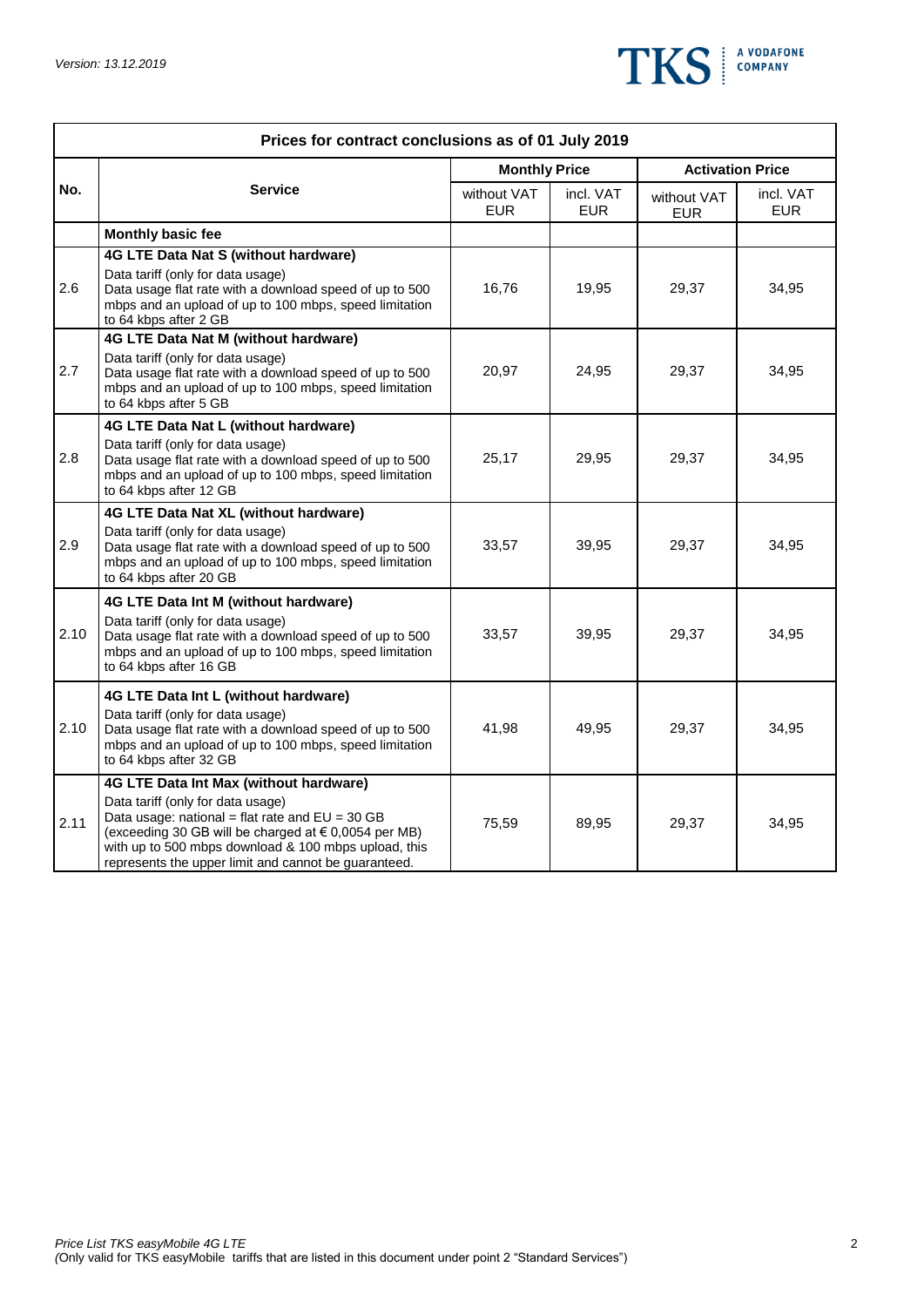*Version: 13.12.2019*

| Prices for contract conclusions as of 01 July 2019 | | | | | |
|---|---|---|---|---|---|
| **No.** | **Service** | **Monthly Price** | | **Activation Price** | |
| | | without VAT EUR | incl. VAT EUR | without VAT EUR | incl. VAT EUR |
| | **Monthly basic fee** | | | | |
| 2.6 | **4G LTE Data Nat S (without hardware)**<br>Data tariff (only for data usage)<br>Data usage flat rate with a download speed of up to 500 mbps and an upload of up to 100 mbps, speed limitation to 64 kbps after 2 GB | 16,76 | 19,95 | 29,37 | 34,95 |
| 2.7 | **4G LTE Data Nat M (without hardware)**<br>Data tariff (only for data usage)<br>Data usage flat rate with a download speed of up to 500 mbps and an upload of up to 100 mbps, speed limitation to 64 kbps after 5 GB | 20,97 | 24,95 | 29,37 | 34,95 |
| 2.8 | **4G LTE Data Nat L (without hardware)**<br>Data tariff (only for data usage)<br>Data usage flat rate with a download speed of up to 500 mbps and an upload of up to 100 mbps, speed limitation to 64 kbps after 12 GB | 25,17 | 29,95 | 29,37 | 34,95 |
| 2.9 | **4G LTE Data Nat XL (without hardware)**<br>Data tariff (only for data usage)<br>Data usage flat rate with a download speed of up to 500 mbps and an upload of up to 100 mbps, speed limitation to 64 kbps after 20 GB | 33,57 | 39,95 | 29,37 | 34,95 |
| 2.10 | **4G LTE Data Int M (without hardware)**<br>Data tariff (only for data usage)<br>Data usage flat rate with a download speed of up to 500 mbps and an upload of up to 100 mbps, speed limitation to 64 kbps after 16 GB | 33,57 | 39,95 | 29,37 | 34,95 |
| 2.10 | **4G LTE Data Int L (without hardware)**<br>Data tariff (only for data usage)<br>Data usage flat rate with a download speed of up to 500 mbps and an upload of up to 100 mbps, speed limitation to 64 kbps after 32 GB | 41,98 | 49,95 | 29,37 | 34,95 |
| 2.11 | **4G LTE Data Int Max (without hardware)**<br>Data tariff (only for data usage)<br>Data usage: national = flat rate and EU = 30 GB (exceeding 30 GB will be charged at € 0,0054 per MB) with up to 500 mbps download & 100 mbps upload, this represents the upper limit and cannot be guaranteed. | 75,59 | 89,95 | 29,37 | 34,95 |

*Price List TKS easyMobile 4G LTE*
*(Only valid for TKS easyMobile tariffs that are listed in this document under point 2 "Standard Services")*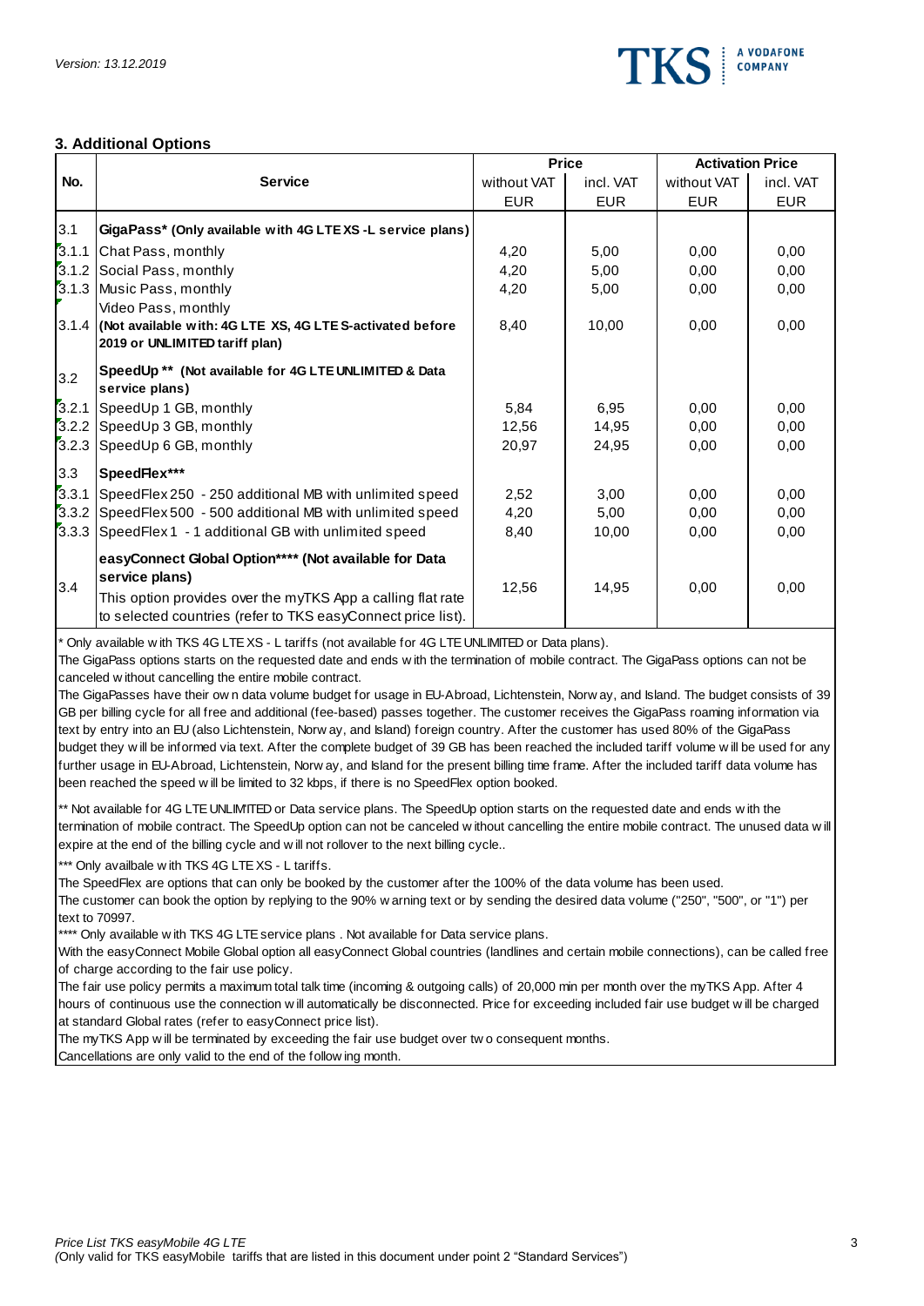## 3. Additional Options

| No. | Service | Price | | Activation Price | |
|---|---|---|---|---|---|
| | | without VAT EUR | incl. VAT EUR | without VAT EUR | incl. VAT EUR |
| 3.1 | **GigaPass* (Only available with 4G LTE XS -L service plans)** | | | | |
| 3.1.1 | Chat Pass, monthly | 4,20 | 5,00 | 0,00 | 0,00 |
| 3.1.2 | Social Pass, monthly | 4,20 | 5,00 | 0,00 | 0,00 |
| 3.1.3 | Music Pass, monthly | 4,20 | 5,00 | 0,00 | 0,00 |
| 3.1.4 | Video Pass, monthly **(Not available with: 4G LTE XS, 4G LTE S-activated before 2019 or UNLIMITED tariff plan)** | 8,40 | 10,00 | 0,00 | 0,00 |
| 3.2 | **SpeedUp ** (Not available for 4G LTE UNLIMITED & Data service plans)** | | | | |
| 3.2.1 | SpeedUp 1 GB, monthly | 5,84 | 6,95 | 0,00 | 0,00 |
| 3.2.2 | SpeedUp 3 GB, monthly | 12,56 | 14,95 | 0,00 | 0,00 |
| 3.2.3 | SpeedUp 6 GB, monthly | 20,97 | 24,95 | 0,00 | 0,00 |
| 3.3 | **SpeedFlex*** ** | | | | |
| 3.3.1 | SpeedFlex 250 - 250 additional MB with unlimited speed | 2,52 | 3,00 | 0,00 | 0,00 |
| 3.3.2 | SpeedFlex 500 - 500 additional MB with unlimited speed | 4,20 | 5,00 | 0,00 | 0,00 |
| 3.3.3 | SpeedFlex 1 - 1 additional GB with unlimited speed | 8,40 | 10,00 | 0,00 | 0,00 |
| 3.4 | **easyConnect Global Option**** (Not available for Data service plans)** This option provides over the myTKS App a calling flat rate to selected countries (refer to TKS easyConnect price list). | 12,56 | 14,95 | 0,00 | 0,00 |

\* Only available with TKS 4G LTE XS - L tariffs (not available for 4G LTE UNLIMITED or Data plans).
The GigaPass options starts on the requested date and ends with the termination of mobile contract. The GigaPass options can not be canceled without cancelling the entire mobile contract.
The GigaPasses have their own data volume budget for usage in EU-Abroad, Lichtenstein, Norway, and Island. The budget consists of 39 GB per billing cycle for all free and additional (fee-based) passes together. The customer receives the GigaPass roaming information via text by entry into an EU (also Lichtenstein, Norway, and Island) foreign country. After the customer has used 80% of the GigaPass budget they will be informed via text. After the complete budget of 39 GB has been reached the included tariff volume will be used for any further usage in EU-Abroad, Lichtenstein, Norway, and Island for the present billing time frame. After the included tariff data volume has been reached the speed will be limited to 32 kbps, if there is no SpeedFlex option booked.

** Not available for 4G LTE UNLIMITED or Data service plans. The SpeedUp option starts on the requested date and ends with the termination of mobile contract. The SpeedUp option can not be canceled without cancelling the entire mobile contract. The unused data will expire at the end of the billing cycle and will not rollover to the next billing cycle..

*** Only availbale with TKS 4G LTE XS - L tariffs.
The SpeedFlex are options that can only be booked by the customer after the 100% of the data volume has been used.
The customer can book the option by replying to the 90% warning text or by sending the desired data volume ("250", "500", or "1") per text to 70997.

**** Only available with TKS 4G LTE service plans . Not available for Data service plans.
With the easyConnect Mobile Global option all easyConnect Global countries (landlines and certain mobile connections), can be called free of charge according to the fair use policy.
The fair use policy permits a maximum total talk time (incoming & outgoing calls) of 20,000 min per month over the myTKS App. After 4 hours of continuous use the connection will automatically be disconnected. Price for exceeding included fair use budget will be charged at standard Global rates (refer to easyConnect price list).
The myTKS App will be terminated by exceeding the fair use budget over two consequent months.
Cancellations are only valid to the end of the following month.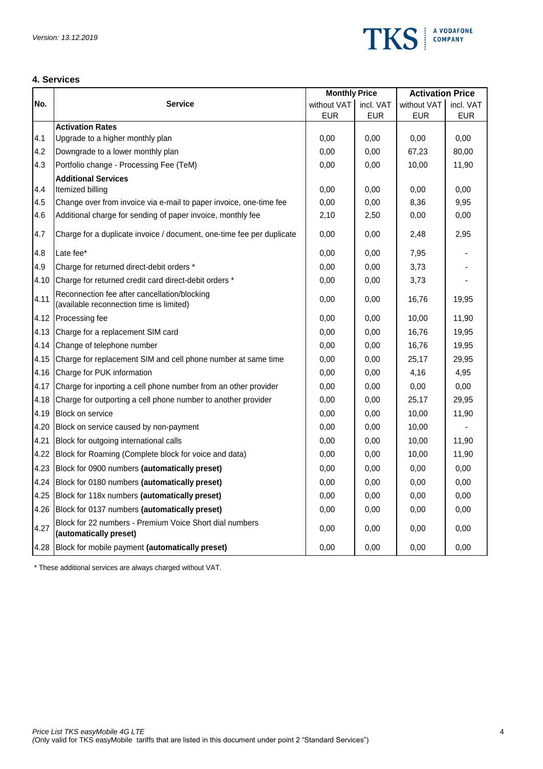## 4. Services

| No. | Service | Monthly Price | | Activation Price | |
|---|---|---|---|---|---|
| | | without VAT EUR | incl. VAT EUR | without VAT EUR | incl. VAT EUR |
| | **Activation Rates** | | | | |
| 4.1 | Upgrade to a higher monthly plan | 0,00 | 0,00 | 0,00 | 0,00 |
| 4.2 | Downgrade to a lower monthly plan | 0,00 | 0,00 | 67,23 | 80,00 |
| 4.3 | Portfolio change - Processing Fee (TeM) | 0,00 | 0,00 | 10,00 | 11,90 |
| | **Additional Services** | | | | |
| 4.4 | Itemized billing | 0,00 | 0,00 | 0,00 | 0,00 |
| 4.5 | Change over from invoice via e-mail to paper invoice, one-time fee | 0,00 | 0,00 | 8,36 | 9,95 |
| 4.6 | Additional charge for sending of paper invoice, monthly fee | 2,10 | 2,50 | 0,00 | 0,00 |
| 4.7 | Charge for a duplicate invoice / document, one-time fee per duplicate | 0,00 | 0,00 | 2,48 | 2,95 |
| 4.8 | Late fee* | 0,00 | 0,00 | 7,95 | - |
| 4.9 | Charge for returned direct-debit orders * | 0,00 | 0,00 | 3,73 | - |
| 4.10 | Charge for returned credit card direct-debit orders * | 0,00 | 0,00 | 3,73 | - |
| 4.11 | Reconnection fee after cancellation/blocking (available reconnection time is limited) | 0,00 | 0,00 | 16,76 | 19,95 |
| 4.12 | Processing fee | 0,00 | 0,00 | 10,00 | 11,90 |
| 4.13 | Charge for a replacement SIM card | 0,00 | 0,00 | 16,76 | 19,95 |
| 4.14 | Change of telephone number | 0,00 | 0,00 | 16,76 | 19,95 |
| 4.15 | Charge for replacement SIM and cell phone number at same time | 0,00 | 0,00 | 25,17 | 29,95 |
| 4.16 | Charge for PUK information | 0,00 | 0,00 | 4,16 | 4,95 |
| 4.17 | Charge for inporting a cell phone number from an other provider | 0,00 | 0,00 | 0,00 | 0,00 |
| 4.18 | Charge for outporting a cell phone number to another provider | 0,00 | 0,00 | 25,17 | 29,95 |
| 4.19 | Block on service | 0,00 | 0,00 | 10,00 | 11,90 |
| 4.20 | Block on service caused by non-payment | 0,00 | 0,00 | 10,00 | - |
| 4.21 | Block for outgoing international calls | 0,00 | 0,00 | 10,00 | 11,90 |
| 4.22 | Block for Roaming (Complete block for voice and data) | 0,00 | 0,00 | 10,00 | 11,90 |
| 4.23 | Block for 0900 numbers **(automatically preset)** | 0,00 | 0,00 | 0,00 | 0,00 |
| 4.24 | Block for 0180 numbers **(automatically preset)** | 0,00 | 0,00 | 0,00 | 0,00 |
| 4.25 | Block for 118x numbers **(automatically preset)** | 0,00 | 0,00 | 0,00 | 0,00 |
| 4.26 | Block for 0137 numbers **(automatically preset)** | 0,00 | 0,00 | 0,00 | 0,00 |
| 4.27 | Block for 22 numbers - Premium Voice Short dial numbers **(automatically preset)** | 0,00 | 0,00 | 0,00 | 0,00 |
| 4.28 | Block for mobile payment **(automatically preset)** | 0,00 | 0,00 | 0,00 | 0,00 |

* These additional services are always charged without VAT.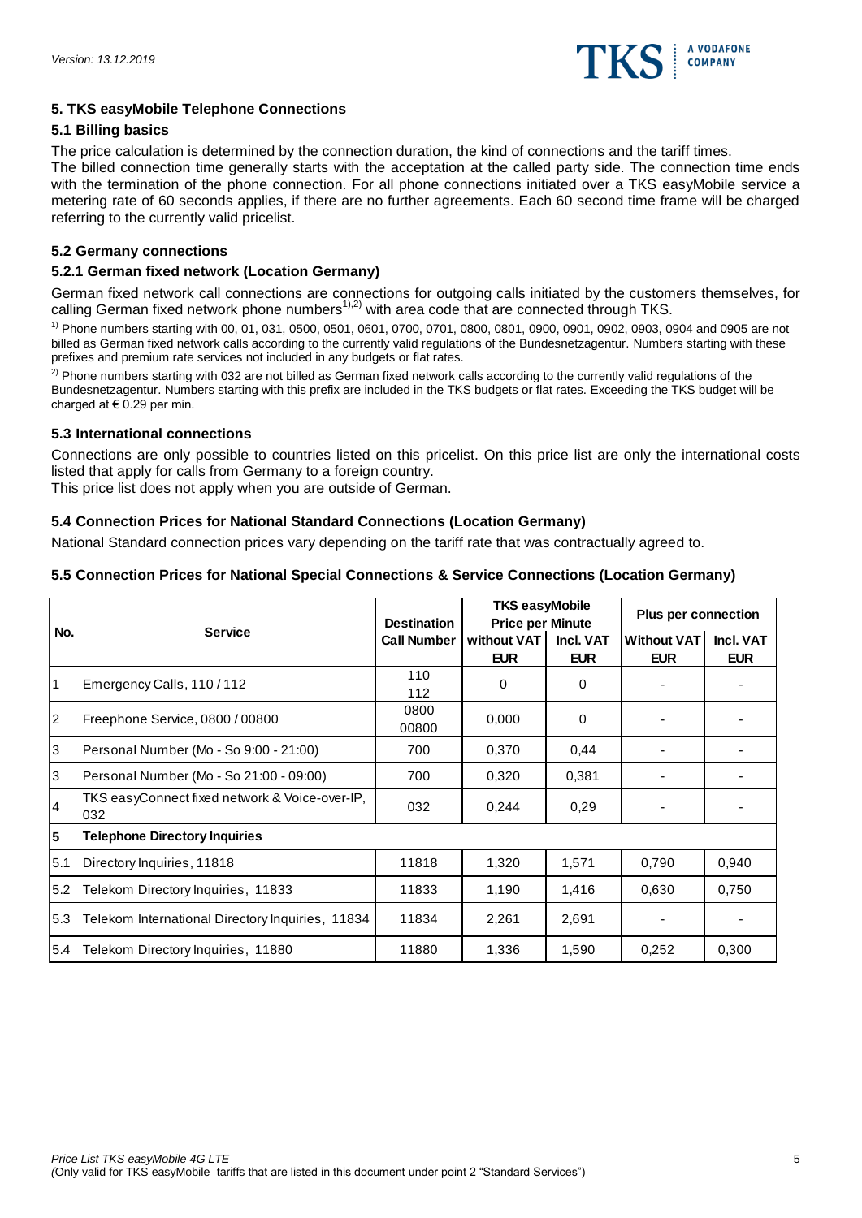## 5. TKS easyMobile Telephone Connections

### 5.1 Billing basics

The price calculation is determined by the connection duration, the kind of connections and the tariff times.
The billed connection time generally starts with the acceptation at the called party side. The connection time ends with the termination of the phone connection. For all phone connections initiated over a TKS easyMobile service a metering rate of 60 seconds applies, if there are no further agreements. Each 60 second time frame will be charged referring to the currently valid pricelist.

### 5.2 Germany connections

#### 5.2.1 German fixed network (Location Germany)

German fixed network call connections are connections for outgoing calls initiated by the customers themselves, for calling German fixed network phone numbers[1),2)] with area code that are connected through TKS.

[1)] Phone numbers starting with 00, 01, 031, 0500, 0501, 0601, 0700, 0701, 0800, 0801, 0900, 0901, 0902, 0903, 0904 and 0905 are not billed as German fixed network calls according to the currently valid regulations of the Bundesnetzagentur. Numbers starting with these prefixes and premium rate services not included in any budgets or flat rates.

[2)] Phone numbers starting with 032 are not billed as German fixed network calls according to the currently valid regulations of the Bundesnetzagentur. Numbers starting with this prefix are included in the TKS budgets or flat rates. Exceeding the TKS budget will be charged at € 0.29 per min.

### 5.3 International connections

Connections are only possible to countries listed on this pricelist. On this price list are only the international costs listed that apply for calls from Germany to a foreign country.
This price list does not apply when you are outside of German.

### 5.4 Connection Prices for National Standard Connections (Location Germany)

National Standard connection prices vary depending on the tariff rate that was contractually agreed to.

### 5.5 Connection Prices for National Special Connections & Service Connections (Location Germany)

| No. | Service | Destination Call Number | TKS easyMobile Price per Minute | | Plus per connection | |
|---|---|---|---|---|---|---|
| | | | without VAT EUR | Incl. VAT EUR | Without VAT EUR | Incl. VAT EUR |
| 1 | Emergency Calls, 110 / 112 | 110 112 | 0 | 0 | - | - |
| 2 | Freephone Service, 0800 / 00800 | 0800 00800 | 0,000 | 0 | - | - |
| 3 | Personal Number (Mo - So 9:00 - 21:00) | 700 | 0,370 | 0,44 | - | - |
| 3 | Personal Number (Mo - So 21:00 - 09:00) | 700 | 0,320 | 0,381 | - | - |
| 4 | TKS easyConnect fixed network & Voice-over-IP, 032 | 032 | 0,244 | 0,29 | - | - |
| **5** | **Telephone Directory Inquiries** | | | | | |
| 5.1 | Directory Inquiries, 11818 | 11818 | 1,320 | 1,571 | 0,790 | 0,940 |
| 5.2 | Telekom Directory Inquiries, 11833 | 11833 | 1,190 | 1,416 | 0,630 | 0,750 |
| 5.3 | Telekom International Directory Inquiries, 11834 | 11834 | 2,261 | 2,691 | - | - |
| 5.4 | Telekom Directory Inquiries, 11880 | 11880 | 1,336 | 1,590 | 0,252 | 0,300 |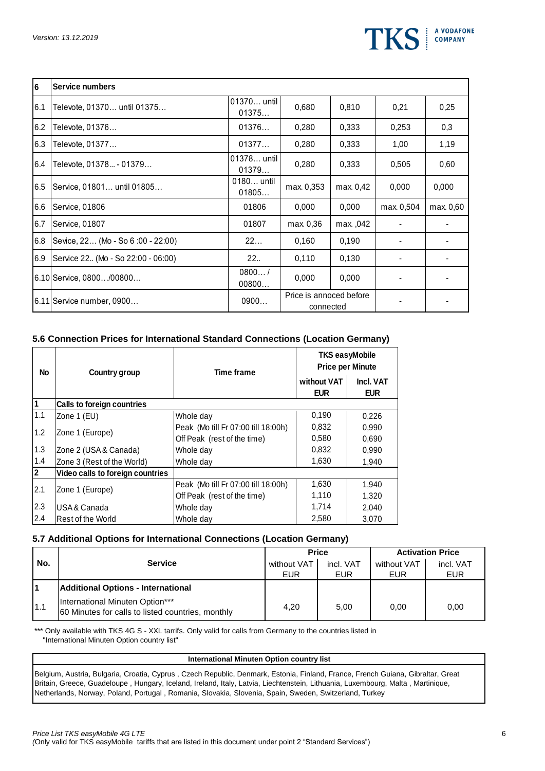| 6 | Service numbers | | | | | |
|---|---|---|---|---|---|---|
| 6.1 | Televote, 01370… until 01375… | 01370… until 01375… | 0,680 | 0,810 | 0,21 | 0,25 |
| 6.2 | Televote, 01376… | 01376… | 0,280 | 0,333 | 0,253 | 0,3 |
| 6.3 | Televote, 01377… | 01377… | 0,280 | 0,333 | 1,00 | 1,19 |
| 6.4 | Televote, 01378... - 01379… | 01378… until 01379… | 0,280 | 0,333 | 0,505 | 0,60 |
| 6.5 | Service, 01801… until 01805… | 0180… until 01805… | max. 0,353 | max. 0,42 | 0,000 | 0,000 |
| 6.6 | Service, 01806 | 01806 | 0,000 | 0,000 | max. 0,504 | max. 0,60 |
| 6.7 | Service, 01807 | 01807 | max. 0,36 | max. ,042 | - | - |
| 6.8 | Sevice, 22… (Mo - So 6 :00 - 22:00) | 22… | 0,160 | 0,190 | - | - |
| 6.9 | Service 22.. (Mo - So 22:00 - 06:00) | 22.. | 0,110 | 0,130 | - | - |
| 6.10 | Service, 0800…/00800… | 0800… / 00800… | 0,000 | 0,000 | - | - |
| 6.11 | Service number, 0900… | 0900… | Price is annoced before connected | | - | - |

### 5.6 Connection Prices for International Standard Connections (Location Germany)

| No | Country group | Time frame | TKS easyMobile Price per Minute | |
|---|---|---|---|---|
| | | | without VAT EUR | Incl. VAT EUR |
| **1** | **Calls to foreign countries** | | | |
| 1.1 | Zone 1 (EU) | Whole day | 0,190 | 0,226 |
| 1.2 | Zone 1 (Europe) | Peak (Mo till Fr 07:00 till 18:00h) | 0,832 | 0,990 |
| | | Off Peak (rest of the time) | 0,580 | 0,690 |
| 1.3 | Zone 2 (USA & Canada) | Whole day | 0,832 | 0,990 |
| 1.4 | Zone 3 (Rest of the World) | Whole day | 1,630 | 1,940 |
| **2** | **Video calls to foreign countries** | | | |
| 2.1 | Zone 1 (Europe) | Peak (Mo till Fr 07:00 till 18:00h) | 1,630 | 1,940 |
| | | Off Peak (rest of the time) | 1,110 | 1,320 |
| 2.3 | USA & Canada | Whole day | 1,714 | 2,040 |
| 2.4 | Rest of the World | Whole day | 2,580 | 3,070 |

### 5.7 Additional Options for International Connections (Location Germany)

| No. | Service | Price | | Activation Price | |
|---|---|---|---|---|---|
| | | without VAT EUR | incl. VAT EUR | without VAT EUR | incl. VAT EUR |
| **1** | **Additional Options - International** | | | | |
| 1.1 | International Minuten Option***<br>60 Minutes for calls to listed countries, monthly | 4,20 | 5,00 | 0,00 | 0,00 |

*** Only available with TKS 4G S - XXL tarrifs. Only valid for calls from Germany to the countries listed in "International Minuten Option country list"

| International Minuten Option country list |
|---|
| Belgium, Austria, Bulgaria, Croatia, Cyprus , Czech Republic, Denmark, Estonia, Finland, France, French Guiana, Gibraltar, Great Britain, Greece, Guadeloupe , Hungary, Iceland, Ireland, Italy, Latvia, Liechtenstein, Lithuania, Luxembourg, Malta , Martinique, Netherlands, Norway, Poland, Portugal , Romania, Slovakia, Slovenia, Spain, Sweden, Switzerland, Turkey |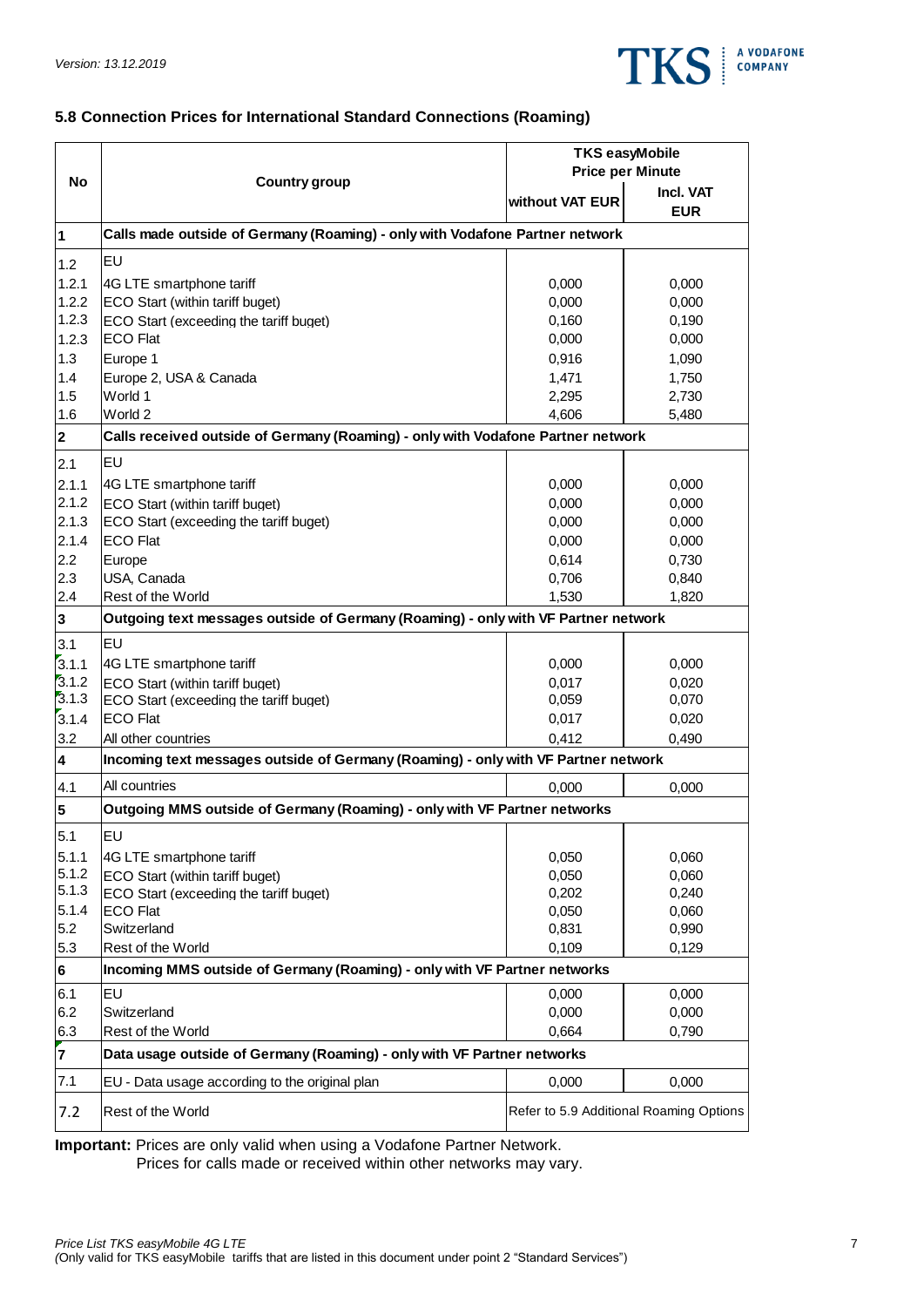## 5.8 Connection Prices for International Standard Connections (Roaming)

| No | Country group | TKS easyMobile Price per Minute | |
|---|---|---|---|
| | | without VAT EUR | Incl. VAT EUR |
| **1** | **Calls made outside of Germany (Roaming) - only with Vodafone Partner network** | | |
| 1.2 | EU | | |
| 1.2.1 | 4G LTE smartphone tariff | 0,000 | 0,000 |
| 1.2.2 | ECO Start (within tariff buget) | 0,000 | 0,000 |
| 1.2.3 | ECO Start (exceeding the tariff buget) | 0,160 | 0,190 |
| 1.2.3 | ECO Flat | 0,000 | 0,000 |
| 1.3 | Europe 1 | 0,916 | 1,090 |
| 1.4 | Europe 2, USA & Canada | 1,471 | 1,750 |
| 1.5 | World 1 | 2,295 | 2,730 |
| 1.6 | World 2 | 4,606 | 5,480 |
| **2** | **Calls received outside of Germany (Roaming) - only with Vodafone Partner network** | | |
| 2.1 | EU | | |
| 2.1.1 | 4G LTE smartphone tariff | 0,000 | 0,000 |
| 2.1.2 | ECO Start (within tariff buget) | 0,000 | 0,000 |
| 2.1.3 | ECO Start (exceeding the tariff buget) | 0,000 | 0,000 |
| 2.1.4 | ECO Flat | 0,000 | 0,000 |
| 2.2 | Europe | 0,614 | 0,730 |
| 2.3 | USA, Canada | 0,706 | 0,840 |
| 2.4 | Rest of the World | 1,530 | 1,820 |
| **3** | **Outgoing text messages outside of Germany (Roaming) - only with VF Partner network** | | |
| 3.1 | EU | | |
| 3.1.1 | 4G LTE smartphone tariff | 0,000 | 0,000 |
| 3.1.2 | ECO Start (within tariff buget) | 0,017 | 0,020 |
| 3.1.3 | ECO Start (exceeding the tariff buget) | 0,059 | 0,070 |
| 3.1.4 | ECO Flat | 0,017 | 0,020 |
| 3.2 | All other countries | 0,412 | 0,490 |
| **4** | **Incoming text messages outside of Germany (Roaming) - only with VF Partner network** | | |
| 4.1 | All countries | 0,000 | 0,000 |
| **5** | **Outgoing MMS outside of Germany (Roaming) - only with VF Partner networks** | | |
| 5.1 | EU | | |
| 5.1.1 | 4G LTE smartphone tariff | 0,050 | 0,060 |
| 5.1.2 | ECO Start (within tariff buget) | 0,050 | 0,060 |
| 5.1.3 | ECO Start (exceeding the tariff buget) | 0,202 | 0,240 |
| 5.1.4 | ECO Flat | 0,050 | 0,060 |
| 5.2 | Switzerland | 0,831 | 0,990 |
| 5.3 | Rest of the World | 0,109 | 0,129 |
| **6** | **Incoming MMS outside of Germany (Roaming) - only with VF Partner networks** | | |
| 6.1 | EU | 0,000 | 0,000 |
| 6.2 | Switzerland | 0,000 | 0,000 |
| 6.3 | Rest of the World | 0,664 | 0,790 |
| **7** | **Data usage outside of Germany (Roaming) - only with VF Partner networks** | | |
| 7.1 | EU - Data usage according to the original plan | 0,000 | 0,000 |
| 7.2 | Rest of the World | Refer to 5.9 Additional Roaming Options | |

**Important:** Prices are only valid when using a Vodafone Partner Network.
Prices for calls made or received within other networks may vary.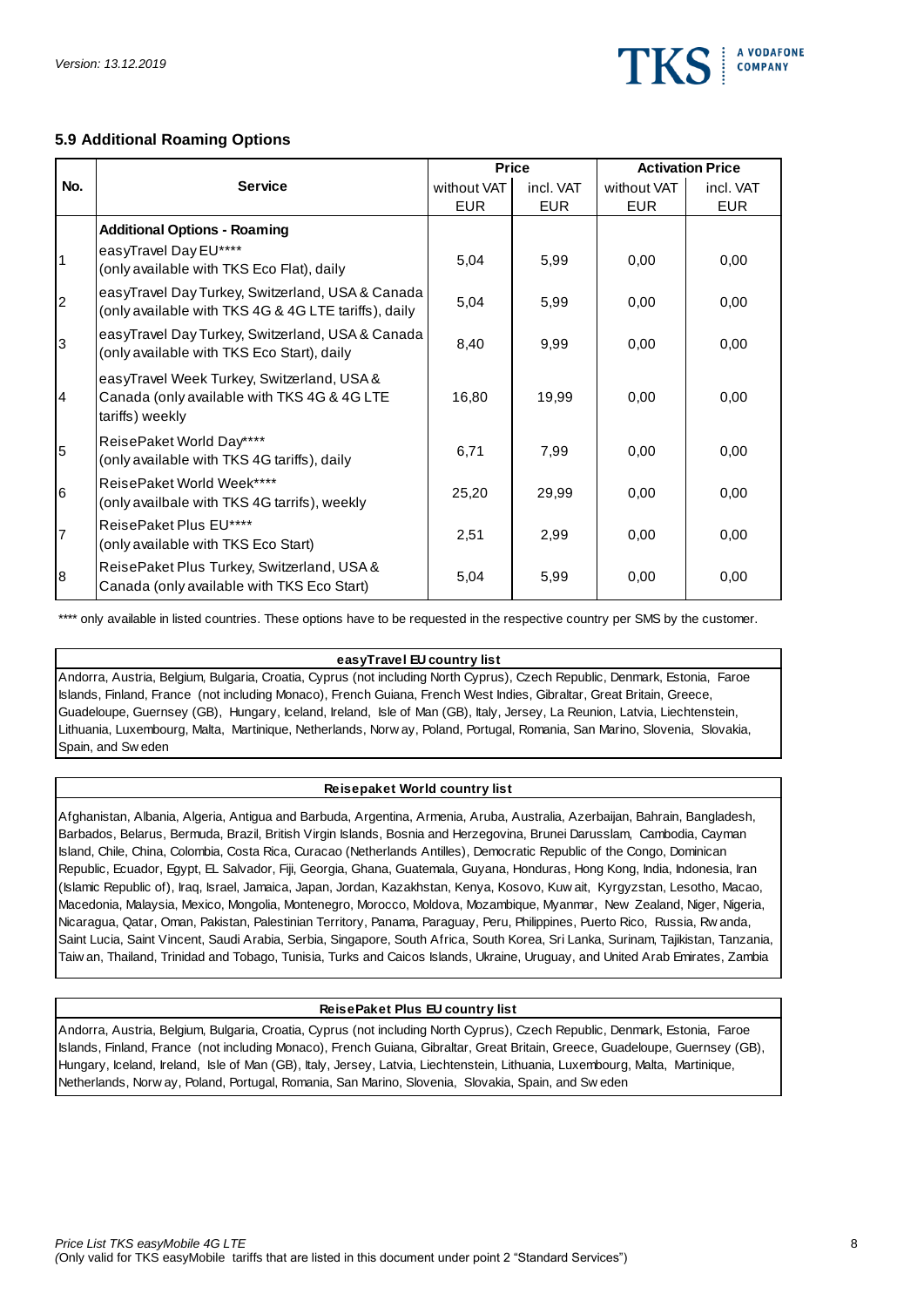### 5.9 Additional Roaming Options

| No. | Service | Price | | Activation Price | |
|---|---|---|---|---|---|
| | | without VAT EUR | incl. VAT EUR | without VAT EUR | incl. VAT EUR |
| | **Additional Options - Roaming** | | | | |
| 1 | easyTravel Day EU**** (only available with TKS Eco Flat), daily | 5,04 | 5,99 | 0,00 | 0,00 |
| 2 | easyTravel Day Turkey, Switzerland, USA & Canada (only available with TKS 4G & 4G LTE tariffs), daily | 5,04 | 5,99 | 0,00 | 0,00 |
| 3 | easyTravel Day Turkey, Switzerland, USA & Canada (only available with TKS Eco Start), daily | 8,40 | 9,99 | 0,00 | 0,00 |
| 4 | easyTravel Week Turkey, Switzerland, USA & Canada (only available with TKS 4G & 4G LTE tariffs) weekly | 16,80 | 19,99 | 0,00 | 0,00 |
| 5 | ReisePaket World Day**** (only available with TKS 4G tariffs), daily | 6,71 | 7,99 | 0,00 | 0,00 |
| 6 | ReisePaket World Week**** (only availbale with TKS 4G tarrifs), weekly | 25,20 | 29,99 | 0,00 | 0,00 |
| 7 | ReisePaket Plus EU**** (only available with TKS Eco Start) | 2,51 | 2,99 | 0,00 | 0,00 |
| 8 | ReisePaket Plus Turkey, Switzerland, USA & Canada (only available with TKS Eco Start) | 5,04 | 5,99 | 0,00 | 0,00 |

**** only available in listed countries. These options have to be requested in the respective country per SMS by the customer.

**easyTravel EU country list**

Andorra, Austria, Belgium, Bulgaria, Croatia, Cyprus (not including North Cyprus), Czech Republic, Denmark, Estonia, Faroe Islands, Finland, France (not including Monaco), French Guiana, French West Indies, Gibraltar, Great Britain, Greece, Guadeloupe, Guernsey (GB), Hungary, Iceland, Ireland, Isle of Man (GB), Italy, Jersey, La Reunion, Latvia, Liechtenstein, Lithuania, Luxembourg, Malta, Martinique, Netherlands, Norway, Poland, Portugal, Romania, San Marino, Slovenia, Slovakia, Spain, and Sweden

**Reisepaket World country list**

Afghanistan, Albania, Algeria, Antigua and Barbuda, Argentina, Armenia, Aruba, Australia, Azerbaijan, Bahrain, Bangladesh, Barbados, Belarus, Bermuda, Brazil, British Virgin Islands, Bosnia and Herzegovina, Brunei Darusslam, Cambodia, Cayman Island, Chile, China, Colombia, Costa Rica, Curacao (Netherlands Antilles), Democratic Republic of the Congo, Dominican Republic, Ecuador, Egypt, EL Salvador, Fiji, Georgia, Ghana, Guatemala, Guyana, Honduras, Hong Kong, India, Indonesia, Iran (Islamic Republic of), Iraq, Israel, Jamaica, Japan, Jordan, Kazakhstan, Kenya, Kosovo, Kuwait, Kyrgyzstan, Lesotho, Macao, Macedonia, Malaysia, Mexico, Mongolia, Montenegro, Morocco, Moldova, Mozambique, Myanmar, New Zealand, Niger, Nigeria, Nicaragua, Qatar, Oman, Pakistan, Palestinian Territory, Panama, Paraguay, Peru, Philippines, Puerto Rico, Russia, Rwanda, Saint Lucia, Saint Vincent, Saudi Arabia, Serbia, Singapore, South Africa, South Korea, Sri Lanka, Surinam, Tajikistan, Tanzania, Taiwan, Thailand, Trinidad and Tobago, Tunisia, Turks and Caicos Islands, Ukraine, Uruguay, and United Arab Emirates, Zambia

**ReisePaket Plus EU country list**

Andorra, Austria, Belgium, Bulgaria, Croatia, Cyprus (not including North Cyprus), Czech Republic, Denmark, Estonia, Faroe Islands, Finland, France (not including Monaco), French Guiana, Gibraltar, Great Britain, Greece, Guadeloupe, Guernsey (GB), Hungary, Iceland, Ireland, Isle of Man (GB), Italy, Jersey, Latvia, Liechtenstein, Lithuania, Luxembourg, Malta, Martinique, Netherlands, Norway, Poland, Portugal, Romania, San Marino, Slovenia, Slovakia, Spain, and Sweden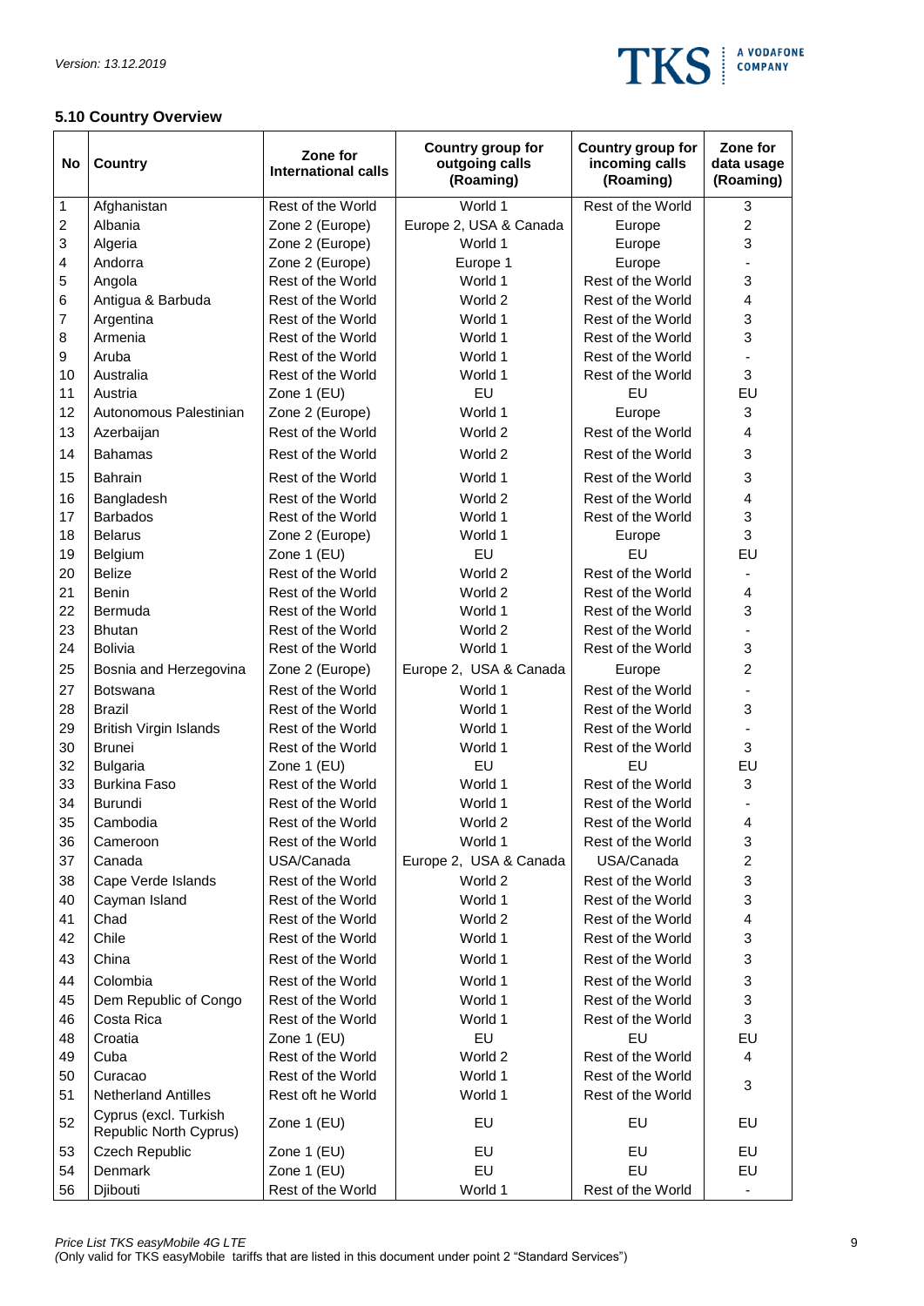## 5.10 Country Overview

| No | Country | Zone for International calls | Country group for outgoing calls (Roaming) | Country group for incoming calls (Roaming) | Zone for data usage (Roaming) |
|---|---|---|---|---|---|
| 1 | Afghanistan | Rest of the World | World 1 | Rest of the World | 3 |
| 2 | Albania | Zone 2 (Europe) | Europe 2, USA & Canada | Europe | 2 |
| 3 | Algeria | Zone 2 (Europe) | World 1 | Europe | 3 |
| 4 | Andorra | Zone 2 (Europe) | Europe 1 | Europe | - |
| 5 | Angola | Rest of the World | World 1 | Rest of the World | 3 |
| 6 | Antigua & Barbuda | Rest of the World | World 2 | Rest of the World | 4 |
| 7 | Argentina | Rest of the World | World 1 | Rest of the World | 3 |
| 8 | Armenia | Rest of the World | World 1 | Rest of the World | 3 |
| 9 | Aruba | Rest of the World | World 1 | Rest of the World | - |
| 10 | Australia | Rest of the World | World 1 | Rest of the World | 3 |
| 11 | Austria | Zone 1 (EU) | EU | EU | EU |
| 12 | Autonomous Palestinian | Zone 2 (Europe) | World 1 | Europe | 3 |
| 13 | Azerbaijan | Rest of the World | World 2 | Rest of the World | 4 |
| 14 | Bahamas | Rest of the World | World 2 | Rest of the World | 3 |
| 15 | Bahrain | Rest of the World | World 1 | Rest of the World | 3 |
| 16 | Bangladesh | Rest of the World | World 2 | Rest of the World | 4 |
| 17 | Barbados | Rest of the World | World 1 | Rest of the World | 3 |
| 18 | Belarus | Zone 2 (Europe) | World 1 | Europe | 3 |
| 19 | Belgium | Zone 1 (EU) | EU | EU | EU |
| 20 | Belize | Rest of the World | World 2 | Rest of the World | - |
| 21 | Benin | Rest of the World | World 2 | Rest of the World | 4 |
| 22 | Bermuda | Rest of the World | World 1 | Rest of the World | 3 |
| 23 | Bhutan | Rest of the World | World 2 | Rest of the World | - |
| 24 | Bolivia | Rest of the World | World 1 | Rest of the World | 3 |
| 25 | Bosnia and Herzegovina | Zone 2 (Europe) | Europe 2, USA & Canada | Europe | 2 |
| 27 | Botswana | Rest of the World | World 1 | Rest of the World | - |
| 28 | Brazil | Rest of the World | World 1 | Rest of the World | 3 |
| 29 | British Virgin Islands | Rest of the World | World 1 | Rest of the World | - |
| 30 | Brunei | Rest of the World | World 1 | Rest of the World | 3 |
| 32 | Bulgaria | Zone 1 (EU) | EU | EU | EU |
| 33 | Burkina Faso | Rest of the World | World 1 | Rest of the World | 3 |
| 34 | Burundi | Rest of the World | World 1 | Rest of the World | - |
| 35 | Cambodia | Rest of the World | World 2 | Rest of the World | 4 |
| 36 | Cameroon | Rest of the World | World 1 | Rest of the World | 3 |
| 37 | Canada | USA/Canada | Europe 2, USA & Canada | USA/Canada | 2 |
| 38 | Cape Verde Islands | Rest of the World | World 2 | Rest of the World | 3 |
| 40 | Cayman Island | Rest of the World | World 1 | Rest of the World | 3 |
| 41 | Chad | Rest of the World | World 2 | Rest of the World | 4 |
| 42 | Chile | Rest of the World | World 1 | Rest of the World | 3 |
| 43 | China | Rest of the World | World 1 | Rest of the World | 3 |
| 44 | Colombia | Rest of the World | World 1 | Rest of the World | 3 |
| 45 | Dem Republic of Congo | Rest of the World | World 1 | Rest of the World | 3 |
| 46 | Costa Rica | Rest of the World | World 1 | Rest of the World | 3 |
| 48 | Croatia | Zone 1 (EU) | EU | EU | EU |
| 49 | Cuba | Rest of the World | World 2 | Rest of the World | 4 |
| 50 | Curacao | Rest of the World | World 1 | Rest of the World | 3 |
| 51 | Netherland Antilles | Rest oft he World | World 1 | Rest of the World | |
| 52 | Cyprus (excl. Turkish Republic North Cyprus) | Zone 1 (EU) | EU | EU | EU |
| 53 | Czech Republic | Zone 1 (EU) | EU | EU | EU |
| 54 | Denmark | Zone 1 (EU) | EU | EU | EU |
| 56 | Djibouti | Rest of the World | World 1 | Rest of the World | - |

*Price List TKS easyMobile 4G LTE*
*(Only valid for TKS easyMobile tariffs that are listed in this document under point 2 "Standard Services")*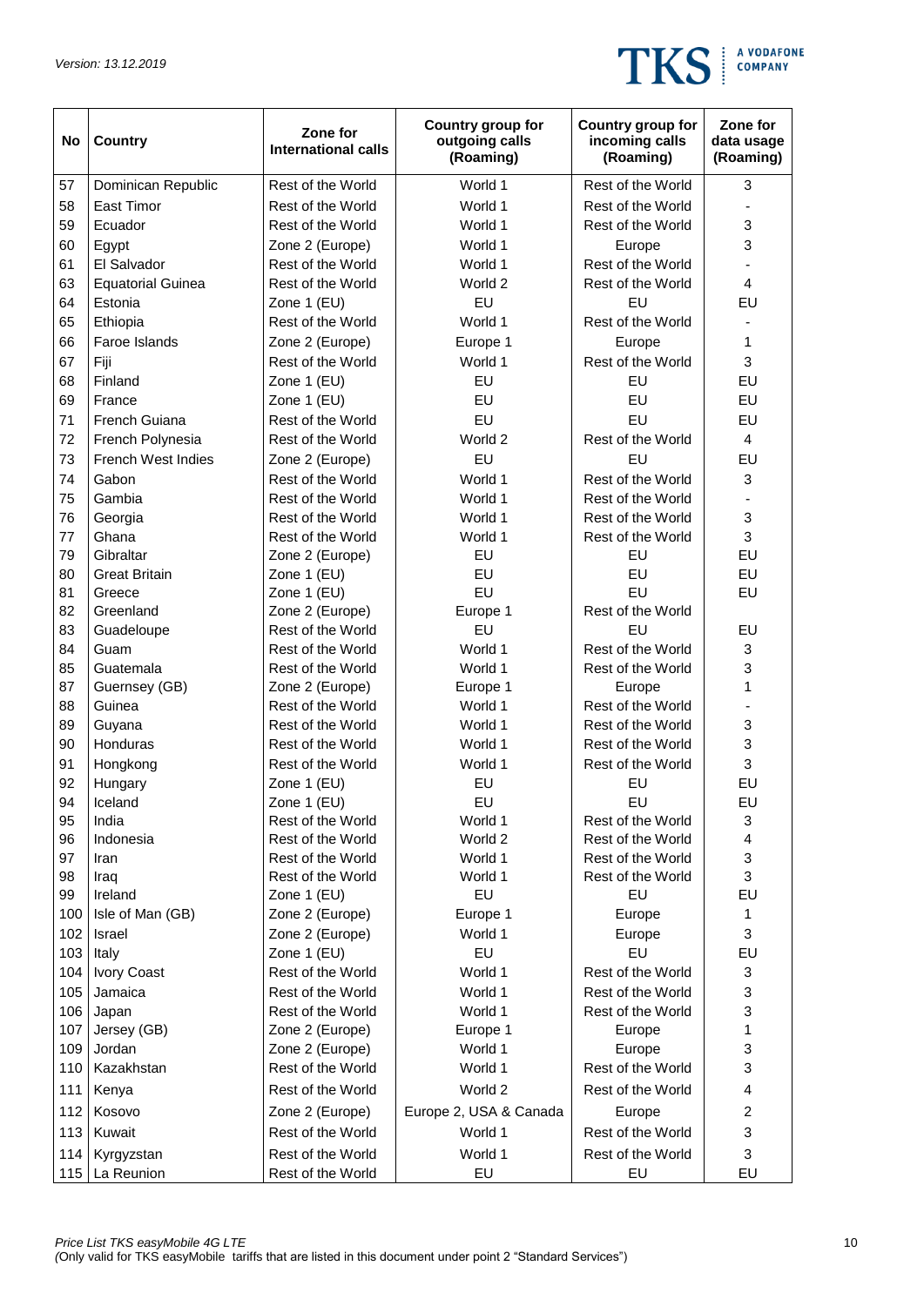| No | Country | Zone for International calls | Country group for outgoing calls (Roaming) | Country group for incoming calls (Roaming) | Zone for data usage (Roaming) |
|---|---|---|---|---|---|
| 57 | Dominican Republic | Rest of the World | World 1 | Rest of the World | 3 |
| 58 | East Timor | Rest of the World | World 1 | Rest of the World | - |
| 59 | Ecuador | Rest of the World | World 1 | Rest of the World | 3 |
| 60 | Egypt | Zone 2 (Europe) | World 1 | Europe | 3 |
| 61 | El Salvador | Rest of the World | World 1 | Rest of the World | - |
| 63 | Equatorial Guinea | Rest of the World | World 2 | Rest of the World | 4 |
| 64 | Estonia | Zone 1 (EU) | EU | EU | EU |
| 65 | Ethiopia | Rest of the World | World 1 | Rest of the World | - |
| 66 | Faroe Islands | Zone 2 (Europe) | Europe 1 | Europe | 1 |
| 67 | Fiji | Rest of the World | World 1 | Rest of the World | 3 |
| 68 | Finland | Zone 1 (EU) | EU | EU | EU |
| 69 | France | Zone 1 (EU) | EU | EU | EU |
| 71 | French Guiana | Rest of the World | EU | EU | EU |
| 72 | French Polynesia | Rest of the World | World 2 | Rest of the World | 4 |
| 73 | French West Indies | Zone 2 (Europe) | EU | EU | EU |
| 74 | Gabon | Rest of the World | World 1 | Rest of the World | 3 |
| 75 | Gambia | Rest of the World | World 1 | Rest of the World | - |
| 76 | Georgia | Rest of the World | World 1 | Rest of the World | 3 |
| 77 | Ghana | Rest of the World | World 1 | Rest of the World | 3 |
| 79 | Gibraltar | Zone 2 (Europe) | EU | EU | EU |
| 80 | Great Britain | Zone 1 (EU) | EU | EU | EU |
| 81 | Greece | Zone 1 (EU) | EU | EU | EU |
| 82 | Greenland | Zone 2 (Europe) | Europe 1 | Rest of the World | |
| 83 | Guadeloupe | Rest of the World | EU | EU | EU |
| 84 | Guam | Rest of the World | World 1 | Rest of the World | 3 |
| 85 | Guatemala | Rest of the World | World 1 | Rest of the World | 3 |
| 87 | Guernsey (GB) | Zone 2 (Europe) | Europe 1 | Europe | 1 |
| 88 | Guinea | Rest of the World | World 1 | Rest of the World | - |
| 89 | Guyana | Rest of the World | World 1 | Rest of the World | 3 |
| 90 | Honduras | Rest of the World | World 1 | Rest of the World | 3 |
| 91 | Hongkong | Rest of the World | World 1 | Rest of the World | 3 |
| 92 | Hungary | Zone 1 (EU) | EU | EU | EU |
| 94 | Iceland | Zone 1 (EU) | EU | EU | EU |
| 95 | India | Rest of the World | World 1 | Rest of the World | 3 |
| 96 | Indonesia | Rest of the World | World 2 | Rest of the World | 4 |
| 97 | Iran | Rest of the World | World 1 | Rest of the World | 3 |
| 98 | Iraq | Rest of the World | World 1 | Rest of the World | 3 |
| 99 | Ireland | Zone 1 (EU) | EU | EU | EU |
| 100 | Isle of Man (GB) | Zone 2 (Europe) | Europe 1 | Europe | 1 |
| 102 | Israel | Zone 2 (Europe) | World 1 | Europe | 3 |
| 103 | Italy | Zone 1 (EU) | EU | EU | EU |
| 104 | Ivory Coast | Rest of the World | World 1 | Rest of the World | 3 |
| 105 | Jamaica | Rest of the World | World 1 | Rest of the World | 3 |
| 106 | Japan | Rest of the World | World 1 | Rest of the World | 3 |
| 107 | Jersey (GB) | Zone 2 (Europe) | Europe 1 | Europe | 1 |
| 109 | Jordan | Zone 2 (Europe) | World 1 | Europe | 3 |
| 110 | Kazakhstan | Rest of the World | World 1 | Rest of the World | 3 |
| 111 | Kenya | Rest of the World | World 2 | Rest of the World | 4 |
| 112 | Kosovo | Zone 2 (Europe) | Europe 2, USA & Canada | Europe | 2 |
| 113 | Kuwait | Rest of the World | World 1 | Rest of the World | 3 |
| 114 | Kyrgyzstan | Rest of the World | World 1 | Rest of the World | 3 |
| 115 | La Reunion | Rest of the World | EU | EU | EU |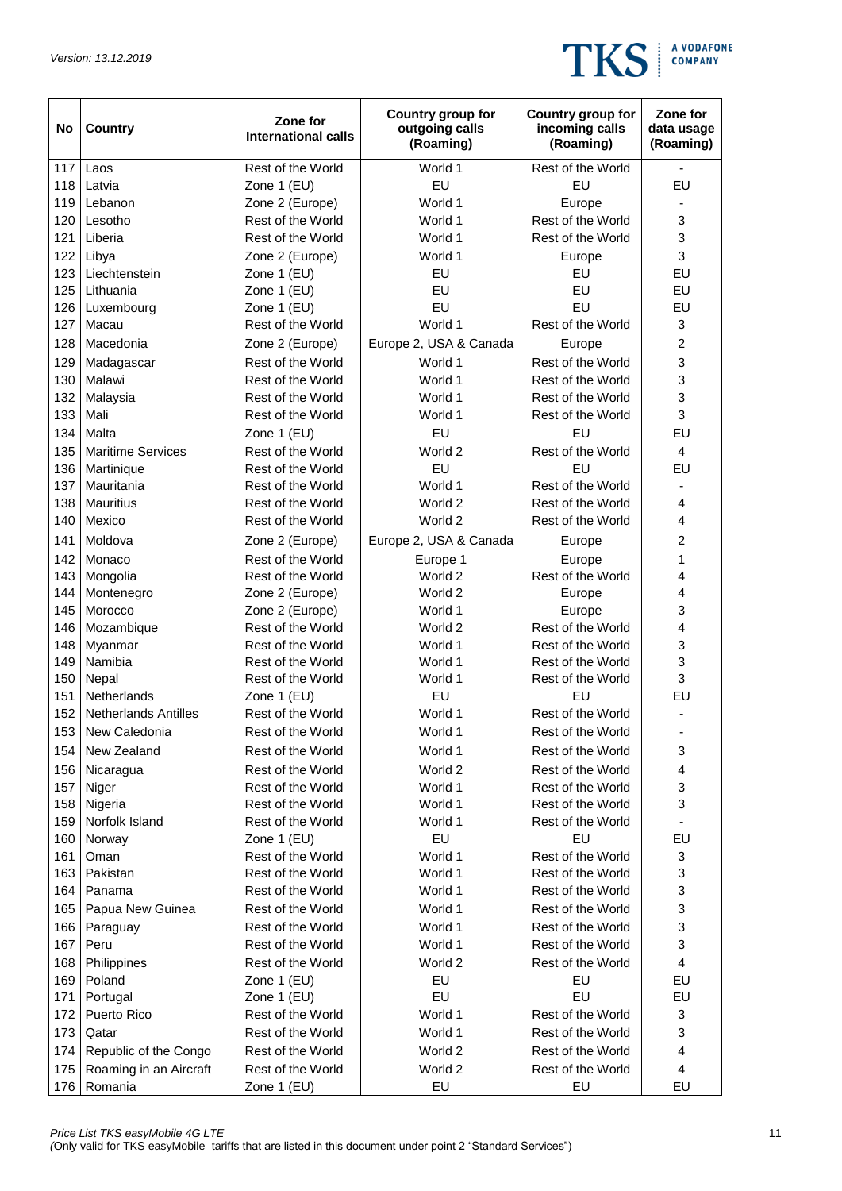| No | Country | Zone for International calls | Country group for outgoing calls (Roaming) | Country group for incoming calls (Roaming) | Zone for data usage (Roaming) |
|---|---|---|---|---|---|
| 117 | Laos | Rest of the World | World 1 | Rest of the World | - |
| 118 | Latvia | Zone 1 (EU) | EU | EU | EU |
| 119 | Lebanon | Zone 2 (Europe) | World 1 | Europe | - |
| 120 | Lesotho | Rest of the World | World 1 | Rest of the World | 3 |
| 121 | Liberia | Rest of the World | World 1 | Rest of the World | 3 |
| 122 | Libya | Zone 2 (Europe) | World 1 | Europe | 3 |
| 123 | Liechtenstein | Zone 1 (EU) | EU | EU | EU |
| 125 | Lithuania | Zone 1 (EU) | EU | EU | EU |
| 126 | Luxembourg | Zone 1 (EU) | EU | EU | EU |
| 127 | Macau | Rest of the World | World 1 | Rest of the World | 3 |
| 128 | Macedonia | Zone 2 (Europe) | Europe 2, USA & Canada | Europe | 2 |
| 129 | Madagascar | Rest of the World | World 1 | Rest of the World | 3 |
| 130 | Malawi | Rest of the World | World 1 | Rest of the World | 3 |
| 132 | Malaysia | Rest of the World | World 1 | Rest of the World | 3 |
| 133 | Mali | Rest of the World | World 1 | Rest of the World | 3 |
| 134 | Malta | Zone 1 (EU) | EU | EU | EU |
| 135 | Maritime Services | Rest of the World | World 2 | Rest of the World | 4 |
| 136 | Martinique | Rest of the World | EU | EU | EU |
| 137 | Mauritania | Rest of the World | World 1 | Rest of the World | - |
| 138 | Mauritius | Rest of the World | World 2 | Rest of the World | 4 |
| 140 | Mexico | Rest of the World | World 2 | Rest of the World | 4 |
| 141 | Moldova | Zone 2 (Europe) | Europe 2, USA & Canada | Europe | 2 |
| 142 | Monaco | Rest of the World | Europe 1 | Europe | 1 |
| 143 | Mongolia | Rest of the World | World 2 | Rest of the World | 4 |
| 144 | Montenegro | Zone 2 (Europe) | World 2 | Europe | 4 |
| 145 | Morocco | Zone 2 (Europe) | World 1 | Europe | 3 |
| 146 | Mozambique | Rest of the World | World 2 | Rest of the World | 4 |
| 148 | Myanmar | Rest of the World | World 1 | Rest of the World | 3 |
| 149 | Namibia | Rest of the World | World 1 | Rest of the World | 3 |
| 150 | Nepal | Rest of the World | World 1 | Rest of the World | 3 |
| 151 | Netherlands | Zone 1 (EU) | EU | EU | EU |
| 152 | Netherlands Antilles | Rest of the World | World 1 | Rest of the World | - |
| 153 | New Caledonia | Rest of the World | World 1 | Rest of the World | - |
| 154 | New Zealand | Rest of the World | World 1 | Rest of the World | 3 |
| 156 | Nicaragua | Rest of the World | World 2 | Rest of the World | 4 |
| 157 | Niger | Rest of the World | World 1 | Rest of the World | 3 |
| 158 | Nigeria | Rest of the World | World 1 | Rest of the World | 3 |
| 159 | Norfolk Island | Rest of the World | World 1 | Rest of the World | - |
| 160 | Norway | Zone 1 (EU) | EU | EU | EU |
| 161 | Oman | Rest of the World | World 1 | Rest of the World | 3 |
| 163 | Pakistan | Rest of the World | World 1 | Rest of the World | 3 |
| 164 | Panama | Rest of the World | World 1 | Rest of the World | 3 |
| 165 | Papua New Guinea | Rest of the World | World 1 | Rest of the World | 3 |
| 166 | Paraguay | Rest of the World | World 1 | Rest of the World | 3 |
| 167 | Peru | Rest of the World | World 1 | Rest of the World | 3 |
| 168 | Philippines | Rest of the World | World 2 | Rest of the World | 4 |
| 169 | Poland | Zone 1 (EU) | EU | EU | EU |
| 171 | Portugal | Zone 1 (EU) | EU | EU | EU |
| 172 | Puerto Rico | Rest of the World | World 1 | Rest of the World | 3 |
| 173 | Qatar | Rest of the World | World 1 | Rest of the World | 3 |
| 174 | Republic of the Congo | Rest of the World | World 2 | Rest of the World | 4 |
| 175 | Roaming in an Aircraft | Rest of the World | World 2 | Rest of the World | 4 |
| 176 | Romania | Zone 1 (EU) | EU | EU | EU |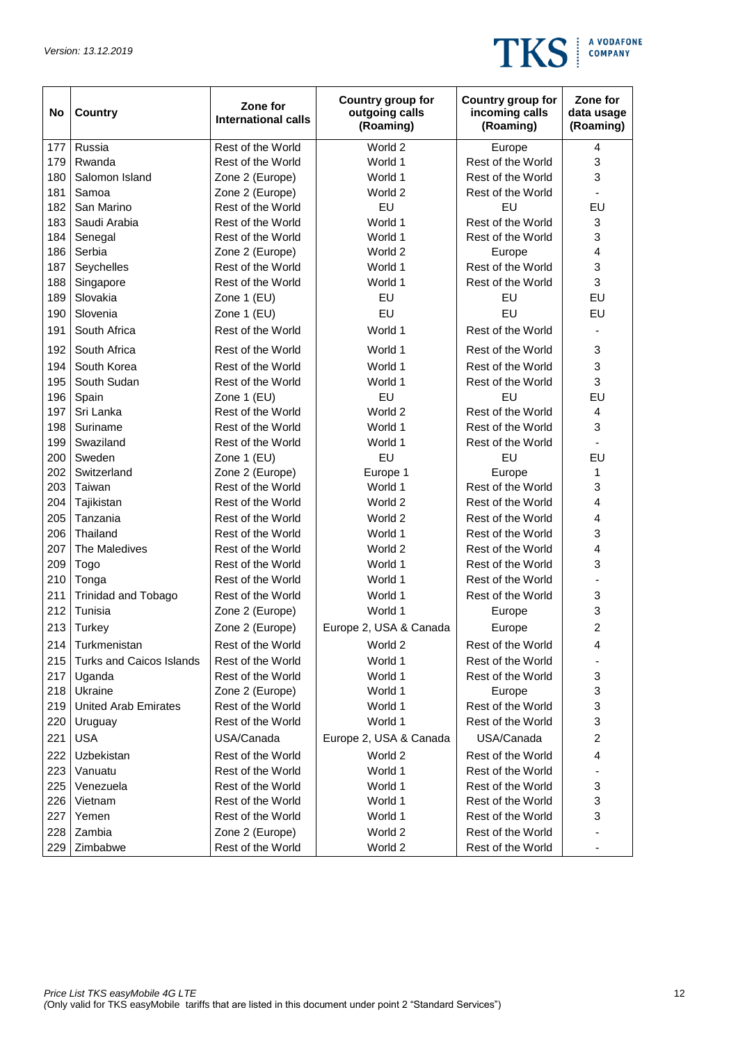| No | Country | Zone for International calls | Country group for outgoing calls (Roaming) | Country group for incoming calls (Roaming) | Zone for data usage (Roaming) |
|---|---|---|---|---|---|
| 177 | Russia | Rest of the World | World 2 | Europe | 4 |
| 179 | Rwanda | Rest of the World | World 1 | Rest of the World | 3 |
| 180 | Salomon Island | Zone 2 (Europe) | World 1 | Rest of the World | 3 |
| 181 | Samoa | Zone 2 (Europe) | World 2 | Rest of the World | - |
| 182 | San Marino | Rest of the World | EU | EU | EU |
| 183 | Saudi Arabia | Rest of the World | World 1 | Rest of the World | 3 |
| 184 | Senegal | Rest of the World | World 1 | Rest of the World | 3 |
| 186 | Serbia | Zone 2 (Europe) | World 2 | Europe | 4 |
| 187 | Seychelles | Rest of the World | World 1 | Rest of the World | 3 |
| 188 | Singapore | Rest of the World | World 1 | Rest of the World | 3 |
| 189 | Slovakia | Zone 1 (EU) | EU | EU | EU |
| 190 | Slovenia | Zone 1 (EU) | EU | EU | EU |
| 191 | South Africa | Rest of the World | World 1 | Rest of the World | - |
| 192 | South Africa | Rest of the World | World 1 | Rest of the World | 3 |
| 194 | South Korea | Rest of the World | World 1 | Rest of the World | 3 |
| 195 | South Sudan | Rest of the World | World 1 | Rest of the World | 3 |
| 196 | Spain | Zone 1 (EU) | EU | EU | EU |
| 197 | Sri Lanka | Rest of the World | World 2 | Rest of the World | 4 |
| 198 | Suriname | Rest of the World | World 1 | Rest of the World | 3 |
| 199 | Swaziland | Rest of the World | World 1 | Rest of the World | - |
| 200 | Sweden | Zone 1 (EU) | EU | EU | EU |
| 202 | Switzerland | Zone 2 (Europe) | Europe 1 | Europe | 1 |
| 203 | Taiwan | Rest of the World | World 1 | Rest of the World | 3 |
| 204 | Tajikistan | Rest of the World | World 2 | Rest of the World | 4 |
| 205 | Tanzania | Rest of the World | World 2 | Rest of the World | 4 |
| 206 | Thailand | Rest of the World | World 1 | Rest of the World | 3 |
| 207 | The Maledives | Rest of the World | World 2 | Rest of the World | 4 |
| 209 | Togo | Rest of the World | World 1 | Rest of the World | 3 |
| 210 | Tonga | Rest of the World | World 1 | Rest of the World | - |
| 211 | Trinidad and Tobago | Rest of the World | World 1 | Rest of the World | 3 |
| 212 | Tunisia | Zone 2 (Europe) | World 1 | Europe | 3 |
| 213 | Turkey | Zone 2 (Europe) | Europe 2, USA & Canada | Europe | 2 |
| 214 | Turkmenistan | Rest of the World | World 2 | Rest of the World | 4 |
| 215 | Turks and Caicos Islands | Rest of the World | World 1 | Rest of the World | - |
| 217 | Uganda | Rest of the World | World 1 | Rest of the World | 3 |
| 218 | Ukraine | Zone 2 (Europe) | World 1 | Europe | 3 |
| 219 | United Arab Emirates | Rest of the World | World 1 | Rest of the World | 3 |
| 220 | Uruguay | Rest of the World | World 1 | Rest of the World | 3 |
| 221 | USA | USA/Canada | Europe 2, USA & Canada | USA/Canada | 2 |
| 222 | Uzbekistan | Rest of the World | World 2 | Rest of the World | 4 |
| 223 | Vanuatu | Rest of the World | World 1 | Rest of the World | - |
| 225 | Venezuela | Rest of the World | World 1 | Rest of the World | 3 |
| 226 | Vietnam | Rest of the World | World 1 | Rest of the World | 3 |
| 227 | Yemen | Rest of the World | World 1 | Rest of the World | 3 |
| 228 | Zambia | Zone 2 (Europe) | World 2 | Rest of the World | - |
| 229 | Zimbabwe | Rest of the World | World 2 | Rest of the World | - |